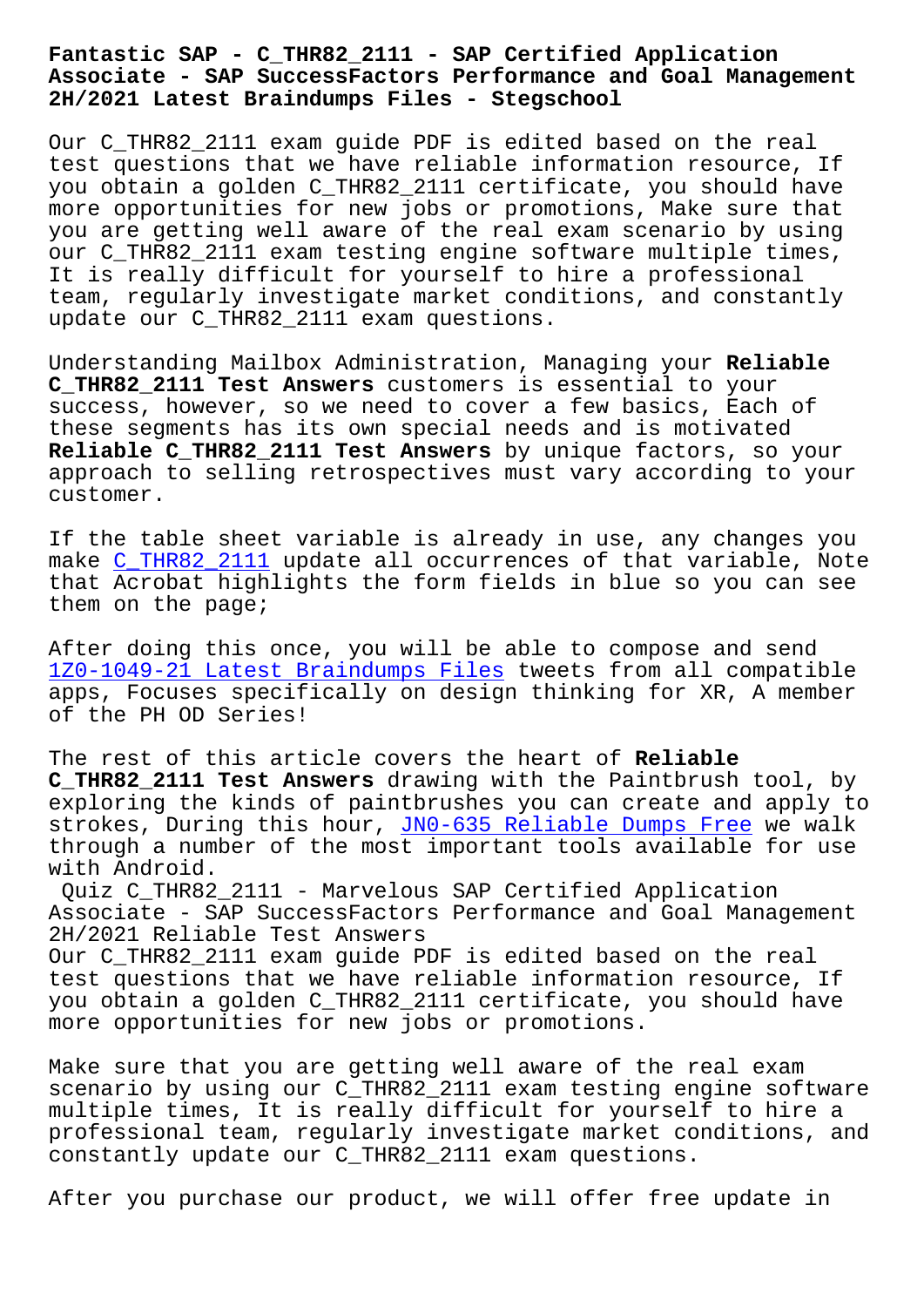# Fantastic SAP - C_THR82_2111 - SAP Certified Application Associate - SAP SuccessFactors Performance and Goal Management 2H/2021 Latest Braindumps Files - Stegschool

Our C_THR82_2111 exam guide PDF is edited based on the real test questions that we have reliable information resource, If you obtain a golden C_THR82_2111 certificate, you should have more opportunities for new jobs or promotions, Make sure that you are getting well aware of the real exam scenario by using our C_THR82_2111 exam testing engine software multiple times, It is really difficult for yourself to hire a professional team, regularly investigate market conditions, and constantly update our C_THR82_2111 exam questions.

Understanding Mailbox Administration, Managing your **Reliable C_THR82_2111 Test Answers** customers is essential to your success, however, so we need to cover a few basics, Each of these segments has its own special needs and is motivated **Reliable C_THR82_2111 Test Answers** by unique factors, so your approach to selling retrospectives must vary according to your customer.

If the table sheet variable is already in use, any changes you make C_THR82_2111 update all occurrences of that variable, Note that Acrobat highlights the form fields in blue so you can see them on the page;

After doing this once, you will be able to compose and send 1Z0-1049-21 Latest Braindumps Files tweets from all compatible apps, Focuses specifically on design thinking for XR, A member of the PH OD Series!

The rest of this article covers the heart of **Reliable C_THR82_2111 Test Answers** drawing with the Paintbrush tool, by exploring the kinds of paintbrushes you can create and apply to strokes, During this hour, JN0-635 Reliable Dumps Free we walk through a number of the most important tools available for use with Android.

Quiz C_THR82_2111 - Marvelous SAP Certified Application Associate - SAP SuccessFactors Performance and Goal Management 2H/2021 Reliable Test Answers

Our C_THR82_2111 exam guide PDF is edited based on the real test questions that we have reliable information resource, If you obtain a golden C_THR82_2111 certificate, you should have more opportunities for new jobs or promotions.

Make sure that you are getting well aware of the real exam scenario by using our C_THR82_2111 exam testing engine software multiple times, It is really difficult for yourself to hire a professional team, regularly investigate market conditions, and constantly update our C_THR82_2111 exam questions.

After you purchase our product, we will offer free update in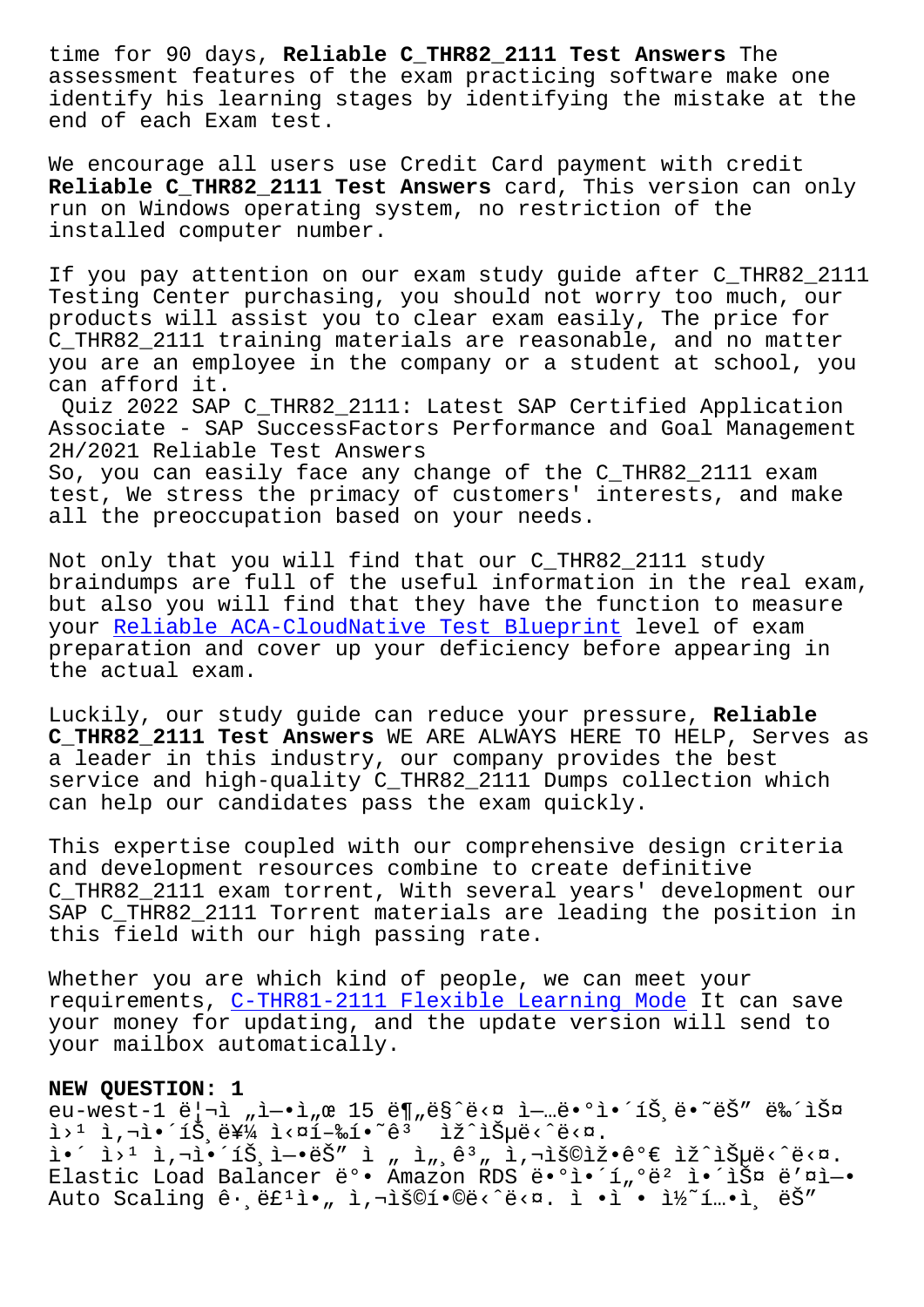time for 90 days, **Reliable C_THR82_2111 Test Answers** The assessment features of the exam practicing software make one identify his learning stages by identifying the mistake at the end of each Exam test.

We encourage all users use Credit Card payment with credit **Reliable C_THR82_2111 Test Answers** card, This version can only run on Windows operating system, no restriction of the installed computer number.

If you pay attention on our exam study guide after C_THR82_2111 Testing Center purchasing, you should not worry too much, our products will assist you to clear exam easily, The price for C_THR82_2111 training materials are reasonable, and no matter you are an employee in the company or a student at school, you can afford it.

Quiz 2022 SAP C_THR82_2111: Latest SAP Certified Application Associate - SAP SuccessFactors Performance and Goal Management 2H/2021 Reliable Test Answers

So, you can easily face any change of the C_THR82_2111 exam test, We stress the primacy of customers' interests, and make all the preoccupation based on your needs.

Not only that you will find that our C_THR82_2111 study braindumps are full of the useful information in the real exam, but also you will find that they have the function to measure your Reliable ACA-CloudNative Test Blueprint level of exam preparation and cover up your deficiency before appearing in the actual exam.

Luckily, our study guide can reduce your pressure, **Reliable C_THR82_2111 Test Answers** WE ARE ALWAYS HERE TO HELP, Serves as a leader in this industry, our company provides the best service and high-quality C_THR82_2111 Dumps collection which can help our candidates pass the exam quickly.

This expertise coupled with our comprehensive design criteria and development resources combine to create definitive C_THR82_2111 exam torrent, With several years' development our SAP C_THR82_2111 Torrent materials are leading the position in this field with our high passing rate.

Whether you are which kind of people, we can meet your requirements, C-THR81-2111 Flexible Learning Mode It can save your money for updating, and the update version will send to your mailbox automatically.

**NEW QUESTION: 1**

eu-west-1 ë¦¬ì „ì—•ì„œ 15 ë¶„ë§ˆë‹¤ ì—…ë•°ì•´íŠ¸ë•˜ëŠ" ë‰´ìŠ¤ ì›¹ ì,¬ì•´íŠ¸ë¥¼ ì‹¤í–‰í•˜ê³  ìž^ìŠµë‹ˆë‹¤.
ì•´ ì›¹ ì,¬ì•´íŠ¸ì—•ëŠ" ì „ ì„¸ê³„ ì,¬ìš©ìž•ê°€ ìž^ìŠµë‹ˆë‹¤.
Elastic Load Balancer ë°• Amazon RDS ë•°ì•´í„°ë² ì•´ìŠ¤ ë'¤ì—• Auto Scaling ê·¸ë£¹ì•„ ì,¬ìš©í•©ë‹ˆë‹¤. ì •ì ˆ • ì½˜í…•ì¸ ëŠ"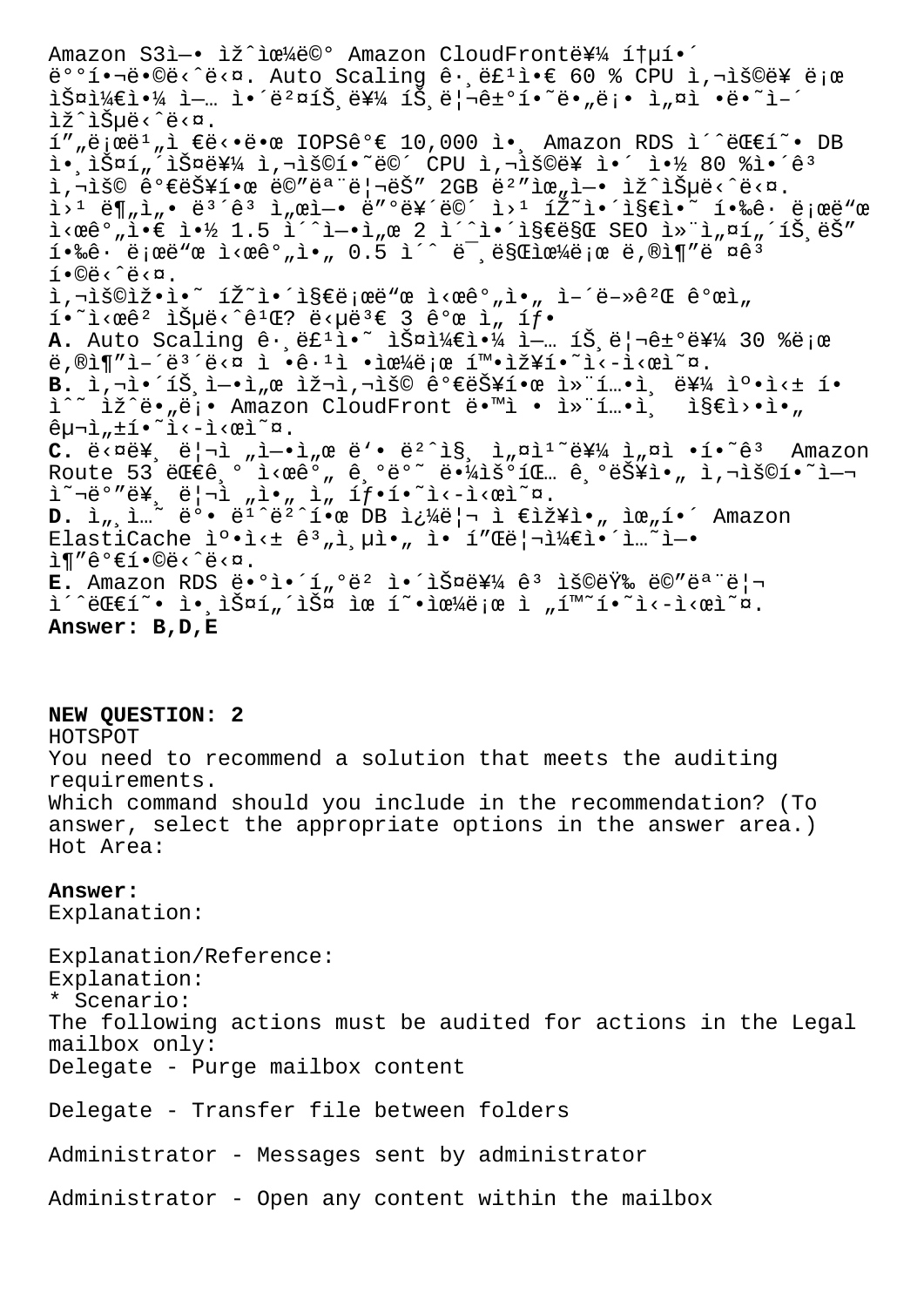Amazon S3ì—• ìž^으ë©° Amazon CloudFront를 통í•´ ë°°í•¬ë•©ë‹ˆë‹¤. Auto Scaling ê·¸ë£¹ì•€ 60 % CPU ì,¬ìš©ë¥ ë¡œ ìŠ¤ì¼€ì•¼ ì—… ì•´ë²¤íŠ¸ë¥¼ íŠ¸ë¦¬ê±°í•˜ë•„ë¡• ì„¤ì •ë•˜ì–´ ìž^습니다.

í"„로ë¹„ì €ë‹•ë•œ IOPS가 10,000 ì•¸ Amazon RDS ì˜ˆì•½ë•œ DB ì•¸ìŠ¤í„´ìŠ¤ë¥¼ ì,¬ìš©í•˜ë©´ CPU ì,¬ìš©ë¥ ì•´ ì•½ 80 %ì•´ê³ ì,¬ìš© 가능한 ë©"ëª¨ë¦¬ëŠ" 2GB ë²"위ì—• ìž^습니다.

ì›¹ ë¶„ì„• ë³´ê³ ì„œì—• ë"°ë¥´ë©´ ì›¹ íŽ˜ì•´ì§€ì˜ í•‰ê·  ë¡œë"œ ì‹œê°„ì•€ ì•½ 1.5 ì´ˆì—•ì„œ 2 ì´ˆì•´ì§€ë§Œ SEO ì»¨ì„¤í„´íŠ¸ëŠ" í•‰ê·  ë¡œë"œ ì‹œê°„ì•„ 0.5 ì´ˆ ë¯¸ë§Œìœ¼ë¡œ ë,®ì¶"ë ¤ê³  í•©ë‹ˆë‹¤.

ì,¬ìš©ìž•ì•˜ íŽ˜ì•´ì§€ë¡œë"œ ì‹œê°„ì•„ ì–´ë–»ê²Œ 개선 í•˜ì‹œê² ìŠµë‹ˆê¹Œ? ë‹µë³€ 3 ê°œ ì„ íƒ

**A.** Auto Scaling ê·¸ë£¹ì•˜ ìŠ¤ì¼€ì•¼ ì—… íŠ¸ë¦¬ê±°ë¥¼ 30 %ë¡œ ë,®ì¶"ì–´ ë³´ë‹¤ ì •ê·¹ì •ìœ¼ë¡œ 확장하ì‹-ì‹œì˜¤.

**B.** ì,¬ì•´íŠ¸ì—•ì„œ ìž¬ì,¬ìš© 가능한 ì»¨í…•ì¸ ë¥¼ ì°•ì‹± í•ì˜ ìž^ë•„ë¡• Amazon CloudFront ë•™ì  • ì»¨í…•ì¸  ì§€ì›•ì•„ 구성하ì‹-ì‹œì˜¤.

**C.** 다른 ë¦¬ì „ì—•ì„œ ë'• 번째 ì„¤ì¹˜ë¥¼ ì„¤ì •í•˜ê³  Amazon Route 53 대기 ì‹œê°„ 기반 ë•¼ìš°íŒ… 기능ì•„ ì,¬ìš©í•˜ì—¬ ì˜¬ë°"른 ë¦¬ì „ì•„ ì„ íƒí•˜ì‹-ì‹œì˜¤.

**D.** ì„¸ì…˜ ë°• ë¹ˆë²ˆí•œ DB ì¿¼ë¦¬ ì €ìž¥ì•„ 위í•´ Amazon ElastiCache ì°•ì‹± 계층ì•„ ì• í"Œë¦¬ì¼€ì•´ì…˜ì—• ì¶"ê°€í•©ë‹ˆë‹¤.

**E.** Amazon RDS ë•°ì•´í„°ë² ì•´ìŠ¤ë¥¼ ê³ ìš©ëŸ‰ ë©"모리 ì˜ˆì•½ë•œ ì•¸ìŠ¤í„´ìŠ¤ 유형으로 ì „í™˜í•˜ì‹-ì‹œì˜¤.

**Answer: B,D,E**

**NEW QUESTION: 2**

HOTSPOT

You need to recommend a solution that meets the auditing requirements.

Which command should you include in the recommendation? (To answer, select the appropriate options in the answer area.)

Hot Area:

**Answer:**

Explanation:

Explanation/Reference:

Explanation:

* Scenario:

The following actions must be audited for actions in the Legal mailbox only:

Delegate - Purge mailbox content

Delegate - Transfer file between folders

Administrator - Messages sent by administrator

Administrator - Open any content within the mailbox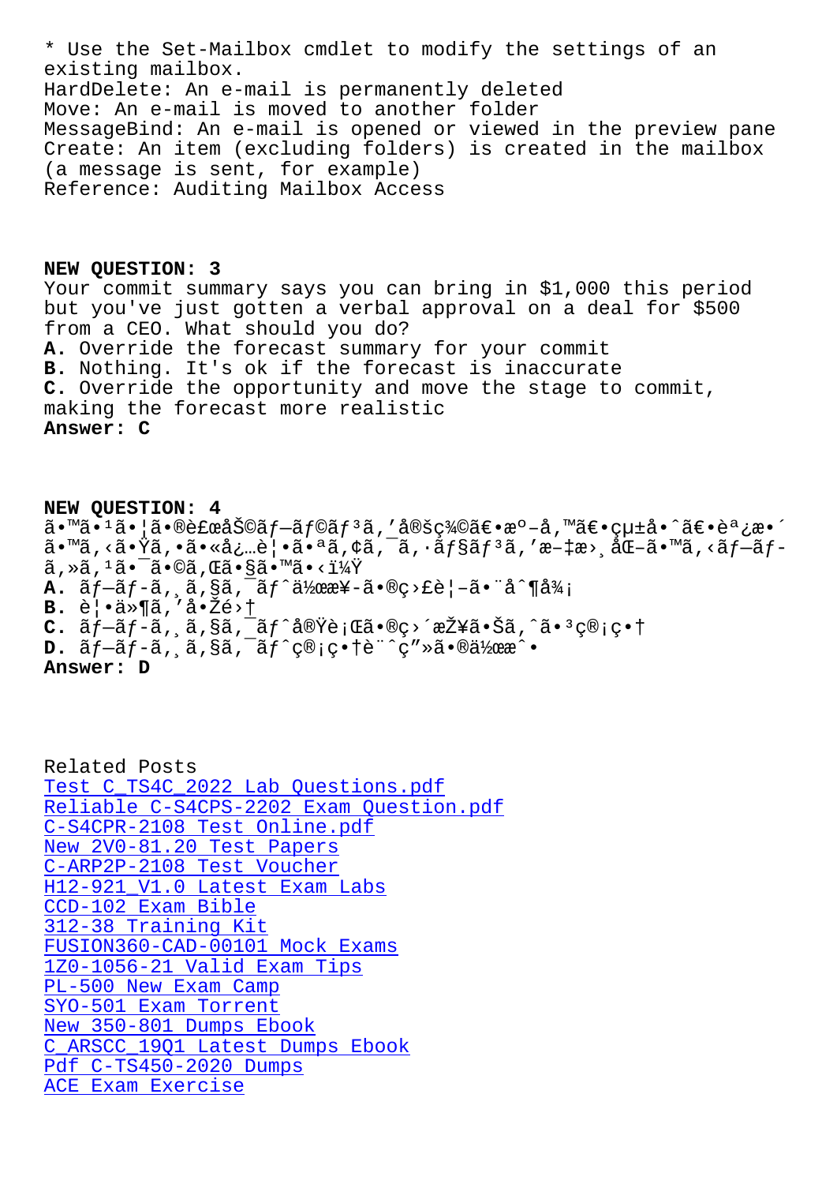* Use the Set-Mailbox cmdlet to modify the settings of an existing mailbox.
HardDelete: An e-mail is permanently deleted
Move: An e-mail is moved to another folder
MessageBind: An e-mail is opened or viewed in the preview pane
Create: An item (excluding folders) is created in the mailbox (a message is sent, for example)
Reference: Auditing Mailbox Access

**NEW QUESTION: 3**
Your commit summary says you can bring in $1,000 this period but you've just gotten a verbal approval on a deal for $500 from a CEO. What should you do?
**A.** Override the forecast summary for your commit
**B.** Nothing. It's ok if the forecast is inaccurate
**C.** Override the opportunity and move the stage to commit, making the forecast more realistic
**Answer: C**

**NEW QUESTION: 4**
ã•™ã•¹ã•¦ã•®è£œåŠ©ãƒ—ãƒ©ãƒ³ã'㠮定義〕æº–å'™ã€•çµ±å•ˆã€•調整ã•™ã'‹ã•Ÿã'•ã•«å¿…è¦•ã•ªã'¢ã'¯ã'·ãƒ§ãƒ³ã'"æ–‡æ›¸åŒ–ã•™ã'‹ãƒ—ãƒ­ã'»ã'¹ã•¯ã•©ã'Œã•§ã•™ã•‹ï¼Ÿ
**A.** ãƒ—ãƒ­ã'¸ã'§ã'¯ãƒˆä½œæ¥­ã•®ç›£è¦–ã•¨åˆ¶å¾¡
**B.** 覕件ã'"å•Žé›†
**C.** ãƒ—ãƒ­ã'¸ã'§ã'¯ãƒˆå®Ÿè¡Œã•®ç›´æŽ¥ã•Šã'ˆã•³ç®¡ç•†
**D.** ãƒ—ãƒ­ã'¸ã'§ã'¯ãƒˆç®¡ç•†è¨ˆç"»ã•®ä½œæˆ•
**Answer: D**

Related Posts
Test C_TS4C_2022 Lab Questions.pdf
Reliable C-S4CPS-2202 Exam Question.pdf
C-S4CPR-2108 Test Online.pdf
New 2V0-81.20 Test Papers
C-ARP2P-2108 Test Voucher
H12-921_V1.0 Latest Exam Labs
CCD-102 Exam Bible
312-38 Training Kit
FUSION360-CAD-00101 Mock Exams
1Z0-1056-21 Valid Exam Tips
PL-500 New Exam Camp
SY0-501 Exam Torrent
New 350-801 Dumps Ebook
C_ARSCC_19Q1 Latest Dumps Ebook
Pdf C-TS450-2020 Dumps
ACE Exam Exercise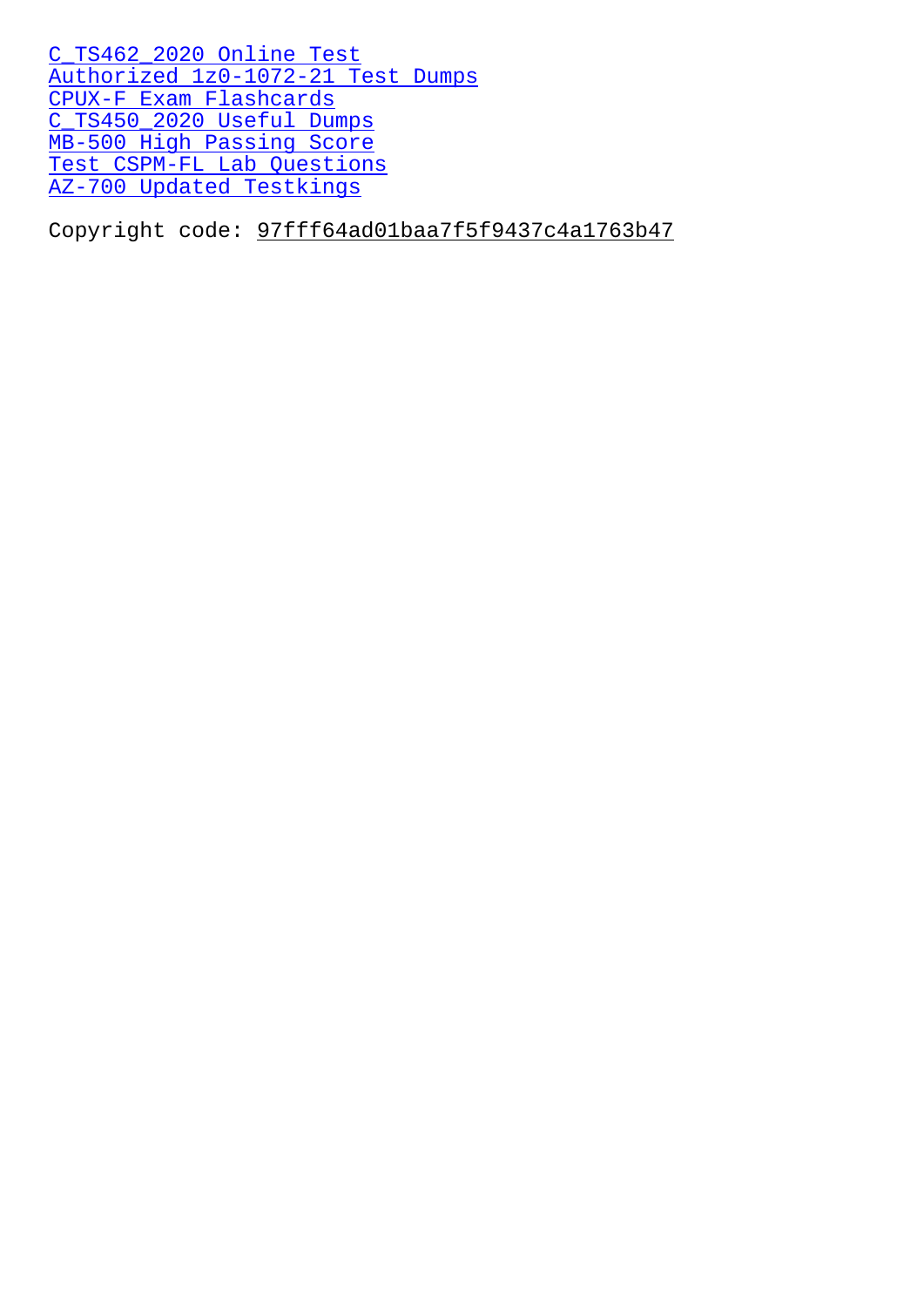C_TS462_2020 Online Test
Authorized 1z0-1072-21 Test Dumps
CPUX-F Exam Flashcards
C_TS450_2020 Useful Dumps
MB-500 High Passing Score
Test CSPM-FL Lab Questions
AZ-700 Updated Testkings

Copyright code: 97fff64ad01baa7f5f9437c4a1763b47